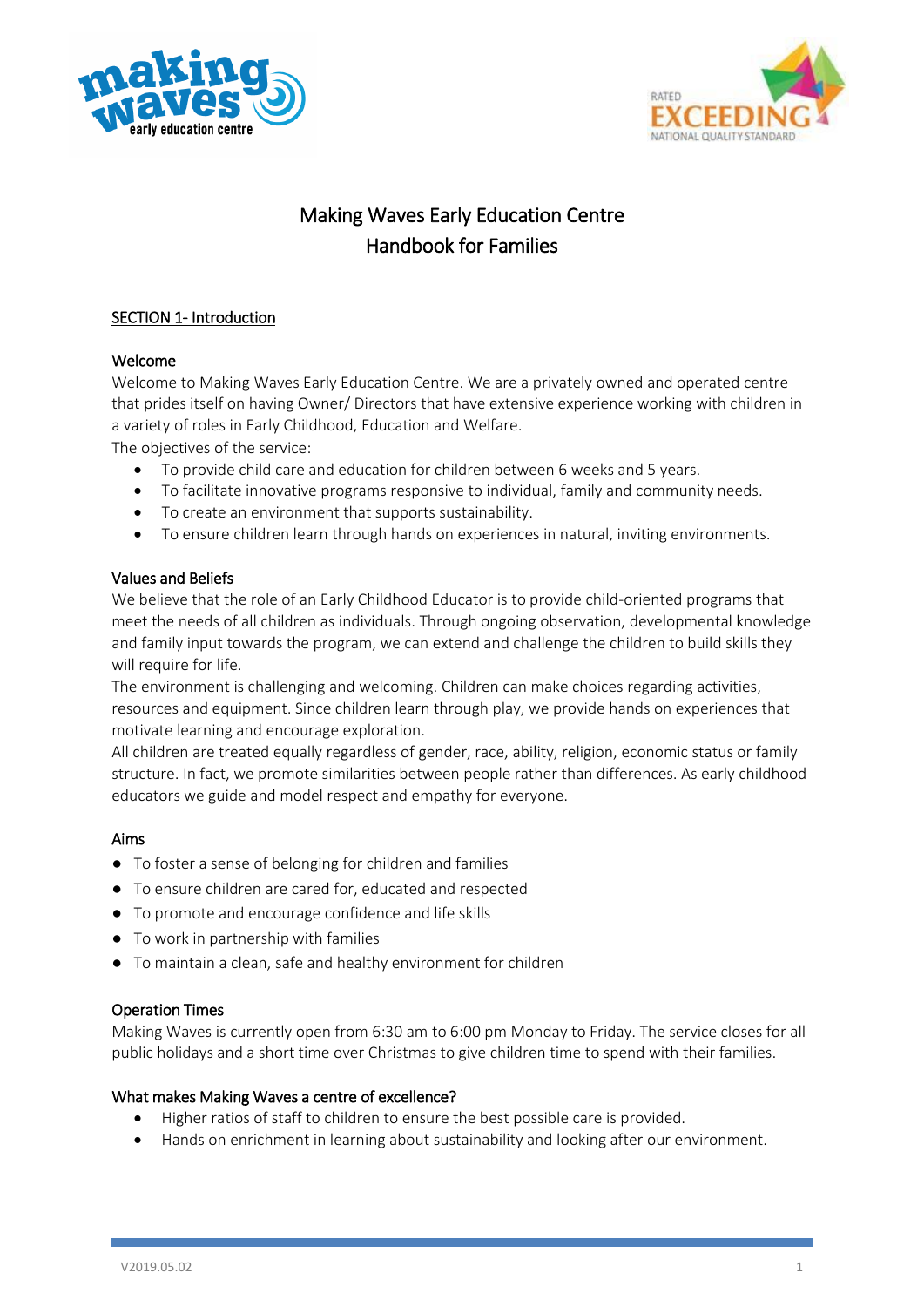# Making Waves Early Education Centre
# Handbook for Families

## SECTION 1- Introduction

### Welcome

Welcome to Making Waves Early Education Centre. We are a privately owned and operated centre that prides itself on having Owner/ Directors that have extensive experience working with children in a variety of roles in Early Childhood, Education and Welfare.

The objectives of the service:

- To provide child care and education for children between 6 weeks and 5 years.
- To facilitate innovative programs responsive to individual, family and community needs.
- To create an environment that supports sustainability.
- To ensure children learn through hands on experiences in natural, inviting environments.

### Values and Beliefs

We believe that the role of an Early Childhood Educator is to provide child-oriented programs that meet the needs of all children as individuals. Through ongoing observation, developmental knowledge and family input towards the program, we can extend and challenge the children to build skills they will require for life.

The environment is challenging and welcoming. Children can make choices regarding activities, resources and equipment. Since children learn through play, we provide hands on experiences that motivate learning and encourage exploration.

All children are treated equally regardless of gender, race, ability, religion, economic status or family structure. In fact, we promote similarities between people rather than differences. As early childhood educators we guide and model respect and empathy for everyone.

### Aims

- To foster a sense of belonging for children and families
- To ensure children are cared for, educated and respected
- To promote and encourage confidence and life skills
- To work in partnership with families
- To maintain a clean, safe and healthy environment for children

### Operation Times

Making Waves is currently open from 6:30 am to 6:00 pm Monday to Friday. The service closes for all public holidays and a short time over Christmas to give children time to spend with their families.

### What makes Making Waves a centre of excellence?

- Higher ratios of staff to children to ensure the best possible care is provided.
- Hands on enrichment in learning about sustainability and looking after our environment.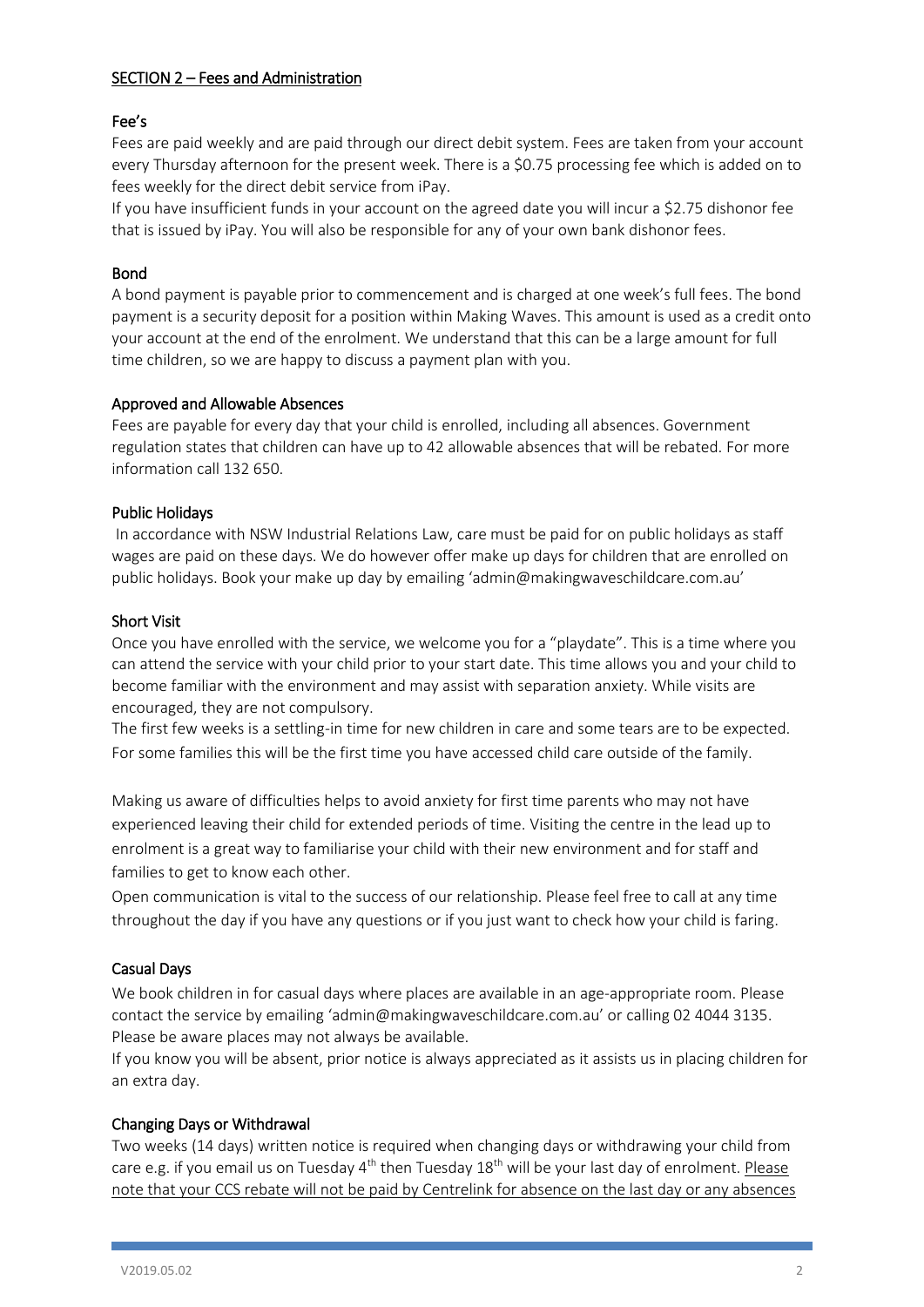## SECTION 2 – Fees and Administration

### Fee's

Fees are paid weekly and are paid through our direct debit system. Fees are taken from your account every Thursday afternoon for the present week. There is a $0.75 processing fee which is added on to fees weekly for the direct debit service from iPay.

If you have insufficient funds in your account on the agreed date you will incur a $2.75 dishonor fee that is issued by iPay. You will also be responsible for any of your own bank dishonor fees.

### Bond

A bond payment is payable prior to commencement and is charged at one week's full fees. The bond payment is a security deposit for a position within Making Waves. This amount is used as a credit onto your account at the end of the enrolment. We understand that this can be a large amount for full time children, so we are happy to discuss a payment plan with you.

### Approved and Allowable Absences

Fees are payable for every day that your child is enrolled, including all absences. Government regulation states that children can have up to 42 allowable absences that will be rebated. For more information call 132 650.

### Public Holidays

In accordance with NSW Industrial Relations Law, care must be paid for on public holidays as staff wages are paid on these days. We do however offer make up days for children that are enrolled on public holidays. Book your make up day by emailing 'admin@makingwaveschildcare.com.au'

### Short Visit

Once you have enrolled with the service, we welcome you for a "playdate". This is a time where you can attend the service with your child prior to your start date. This time allows you and your child to become familiar with the environment and may assist with separation anxiety. While visits are encouraged, they are not compulsory.

The first few weeks is a settling-in time for new children in care and some tears are to be expected. For some families this will be the first time you have accessed child care outside of the family.

Making us aware of difficulties helps to avoid anxiety for first time parents who may not have experienced leaving their child for extended periods of time. Visiting the centre in the lead up to enrolment is a great way to familiarise your child with their new environment and for staff and families to get to know each other.

Open communication is vital to the success of our relationship. Please feel free to call at any time throughout the day if you have any questions or if you just want to check how your child is faring.

### Casual Days

We book children in for casual days where places are available in an age-appropriate room. Please contact the service by emailing 'admin@makingwaveschildcare.com.au' or calling 02 4044 3135. Please be aware places may not always be available.

If you know you will be absent, prior notice is always appreciated as it assists us in placing children for an extra day.

### Changing Days or Withdrawal

Two weeks (14 days) written notice is required when changing days or withdrawing your child from care e.g. if you email us on Tuesday 4th then Tuesday 18th will be your last day of enrolment. <u>Please note that your CCS rebate will not be paid by Centrelink for absence on the last day or any absences</u>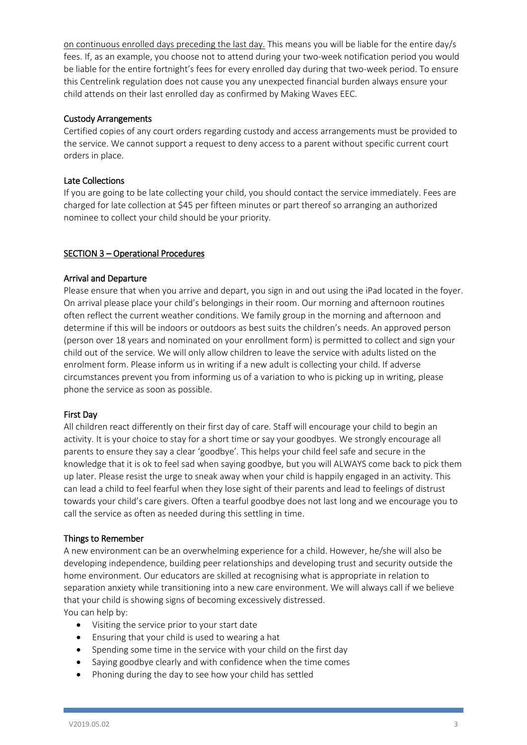on continuous enrolled days preceding the last day. This means you will be liable for the entire day/s fees. If, as an example, you choose not to attend during your two-week notification period you would be liable for the entire fortnight's fees for every enrolled day during that two-week period. To ensure this Centrelink regulation does not cause you any unexpected financial burden always ensure your child attends on their last enrolled day as confirmed by Making Waves EEC.

### Custody Arrangements

Certified copies of any court orders regarding custody and access arrangements must be provided to the service. We cannot support a request to deny access to a parent without specific current court orders in place.

### Late Collections

If you are going to be late collecting your child, you should contact the service immediately. Fees are charged for late collection at $45 per fifteen minutes or part thereof so arranging an authorized nominee to collect your child should be your priority.

## SECTION 3 – Operational Procedures

### Arrival and Departure

Please ensure that when you arrive and depart, you sign in and out using the iPad located in the foyer. On arrival please place your child's belongings in their room. Our morning and afternoon routines often reflect the current weather conditions. We family group in the morning and afternoon and determine if this will be indoors or outdoors as best suits the children's needs. An approved person (person over 18 years and nominated on your enrollment form) is permitted to collect and sign your child out of the service. We will only allow children to leave the service with adults listed on the enrolment form. Please inform us in writing if a new adult is collecting your child. If adverse circumstances prevent you from informing us of a variation to who is picking up in writing, please phone the service as soon as possible.

### First Day

All children react differently on their first day of care. Staff will encourage your child to begin an activity. It is your choice to stay for a short time or say your goodbyes. We strongly encourage all parents to ensure they say a clear 'goodbye'. This helps your child feel safe and secure in the knowledge that it is ok to feel sad when saying goodbye, but you will ALWAYS come back to pick them up later. Please resist the urge to sneak away when your child is happily engaged in an activity. This can lead a child to feel fearful when they lose sight of their parents and lead to feelings of distrust towards your child's care givers. Often a tearful goodbye does not last long and we encourage you to call the service as often as needed during this settling in time.

### Things to Remember

A new environment can be an overwhelming experience for a child. However, he/she will also be developing independence, building peer relationships and developing trust and security outside the home environment. Our educators are skilled at recognising what is appropriate in relation to separation anxiety while transitioning into a new care environment. We will always call if we believe that your child is showing signs of becoming excessively distressed.
You can help by:

- Visiting the service prior to your start date
- Ensuring that your child is used to wearing a hat
- Spending some time in the service with your child on the first day
- Saying goodbye clearly and with confidence when the time comes
- Phoning during the day to see how your child has settled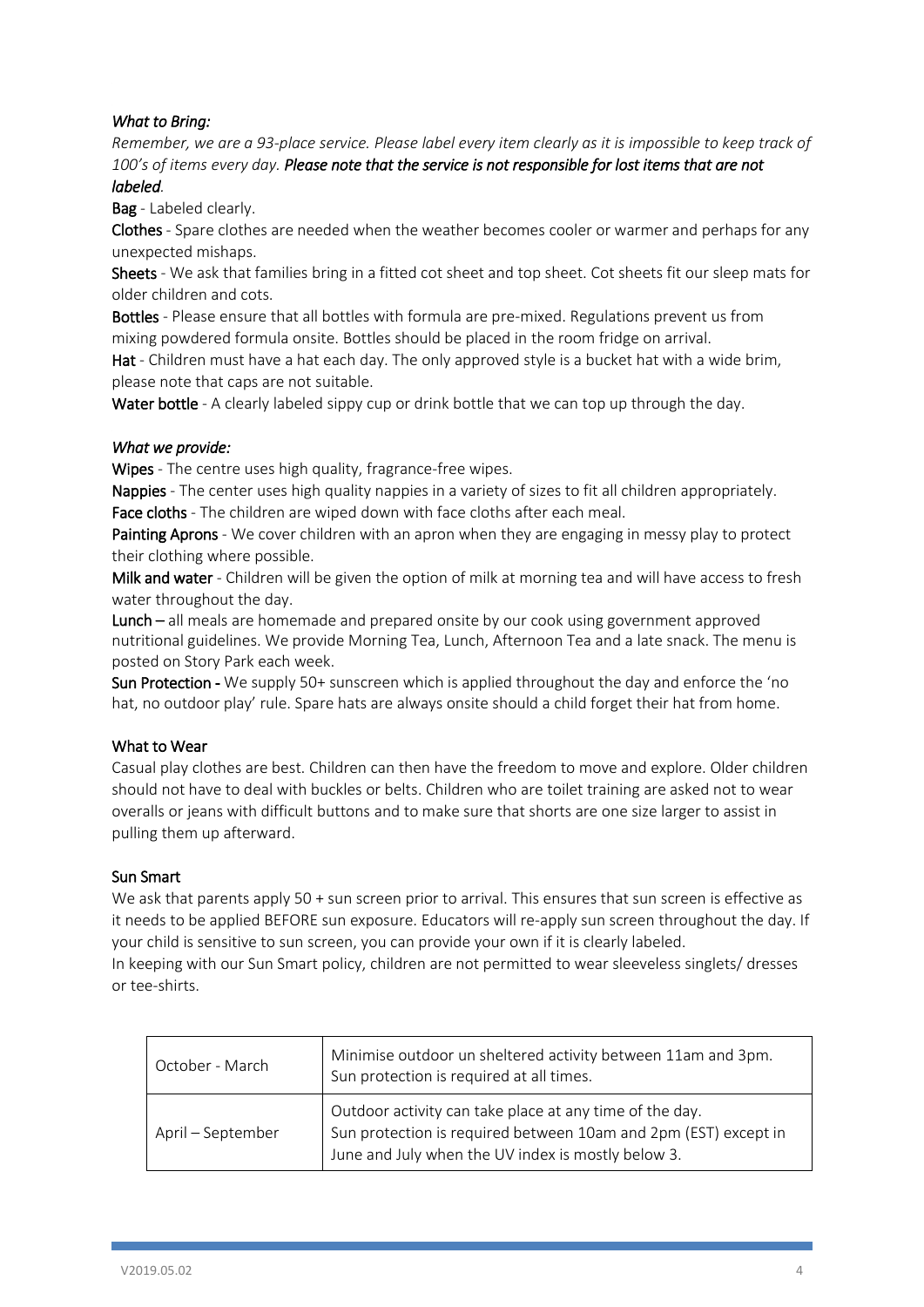*What to Bring:*

*Remember, we are a 93-place service. Please label every item clearly as it is impossible to keep track of 100's of items every day.* ***Please note that the service is not responsible for lost items that are not labeled****.*

**Bag** - Labeled clearly.

**Clothes** - Spare clothes are needed when the weather becomes cooler or warmer and perhaps for any unexpected mishaps.

**Sheets** - We ask that families bring in a fitted cot sheet and top sheet. Cot sheets fit our sleep mats for older children and cots.

**Bottles** - Please ensure that all bottles with formula are pre-mixed. Regulations prevent us from mixing powdered formula onsite. Bottles should be placed in the room fridge on arrival.

**Hat** - Children must have a hat each day. The only approved style is a bucket hat with a wide brim, please note that caps are not suitable.

**Water bottle** - A clearly labeled sippy cup or drink bottle that we can top up through the day.

*What we provide:*

**Wipes** - The centre uses high quality, fragrance-free wipes.

**Nappies** - The center uses high quality nappies in a variety of sizes to fit all children appropriately.

**Face cloths** - The children are wiped down with face cloths after each meal.

**Painting Aprons** - We cover children with an apron when they are engaging in messy play to protect their clothing where possible.

**Milk and water** - Children will be given the option of milk at morning tea and will have access to fresh water throughout the day.

**Lunch** – all meals are homemade and prepared onsite by our cook using government approved nutritional guidelines. We provide Morning Tea, Lunch, Afternoon Tea and a late snack. The menu is posted on Story Park each week.

**Sun Protection -** We supply 50+ sunscreen which is applied throughout the day and enforce the 'no hat, no outdoor play' rule. Spare hats are always onsite should a child forget their hat from home.

## What to Wear

Casual play clothes are best. Children can then have the freedom to move and explore. Older children should not have to deal with buckles or belts. Children who are toilet training are asked not to wear overalls or jeans with difficult buttons and to make sure that shorts are one size larger to assist in pulling them up afterward.

## Sun Smart

We ask that parents apply 50 + sun screen prior to arrival. This ensures that sun screen is effective as it needs to be applied BEFORE sun exposure. Educators will re-apply sun screen throughout the day. If your child is sensitive to sun screen, you can provide your own if it is clearly labeled.

In keeping with our Sun Smart policy, children are not permitted to wear sleeveless singlets/ dresses or tee-shirts.

| October - March | Minimise outdoor un sheltered activity between 11am and 3pm. Sun protection is required at all times. |
|---|---|
| April – September | Outdoor activity can take place at any time of the day. Sun protection is required between 10am and 2pm (EST) except in June and July when the UV index is mostly below 3. |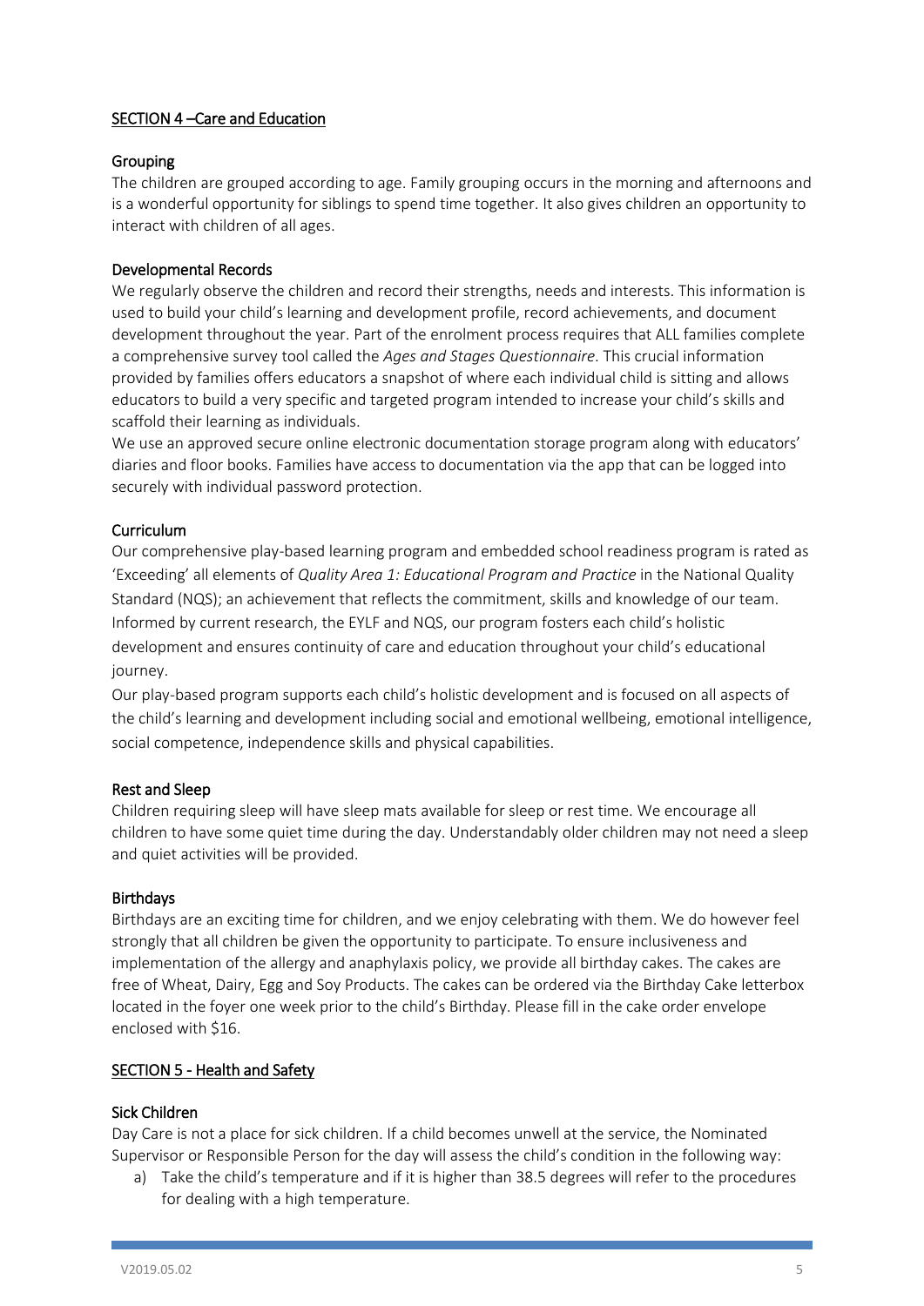## SECTION 4 –Care and Education

### Grouping

The children are grouped according to age. Family grouping occurs in the morning and afternoons and is a wonderful opportunity for siblings to spend time together. It also gives children an opportunity to interact with children of all ages.

### Developmental Records

We regularly observe the children and record their strengths, needs and interests. This information is used to build your child's learning and development profile, record achievements, and document development throughout the year. Part of the enrolment process requires that ALL families complete a comprehensive survey tool called the *Ages and Stages Questionnaire*. This crucial information provided by families offers educators a snapshot of where each individual child is sitting and allows educators to build a very specific and targeted program intended to increase your child's skills and scaffold their learning as individuals.

We use an approved secure online electronic documentation storage program along with educators' diaries and floor books. Families have access to documentation via the app that can be logged into securely with individual password protection.

### Curriculum

Our comprehensive play-based learning program and embedded school readiness program is rated as 'Exceeding' all elements of *Quality Area 1: Educational Program and Practice* in the National Quality Standard (NQS); an achievement that reflects the commitment, skills and knowledge of our team. Informed by current research, the EYLF and NQS, our program fosters each child's holistic development and ensures continuity of care and education throughout your child's educational journey.

Our play-based program supports each child's holistic development and is focused on all aspects of the child's learning and development including social and emotional wellbeing, emotional intelligence, social competence, independence skills and physical capabilities.

### Rest and Sleep

Children requiring sleep will have sleep mats available for sleep or rest time. We encourage all children to have some quiet time during the day. Understandably older children may not need a sleep and quiet activities will be provided.

### Birthdays

Birthdays are an exciting time for children, and we enjoy celebrating with them. We do however feel strongly that all children be given the opportunity to participate. To ensure inclusiveness and implementation of the allergy and anaphylaxis policy, we provide all birthday cakes. The cakes are free of Wheat, Dairy, Egg and Soy Products. The cakes can be ordered via the Birthday Cake letterbox located in the foyer one week prior to the child's Birthday. Please fill in the cake order envelope enclosed with $16.

## SECTION 5 - Health and Safety

### Sick Children

Day Care is not a place for sick children. If a child becomes unwell at the service, the Nominated Supervisor or Responsible Person for the day will assess the child's condition in the following way:

a) Take the child's temperature and if it is higher than 38.5 degrees will refer to the procedures for dealing with a high temperature.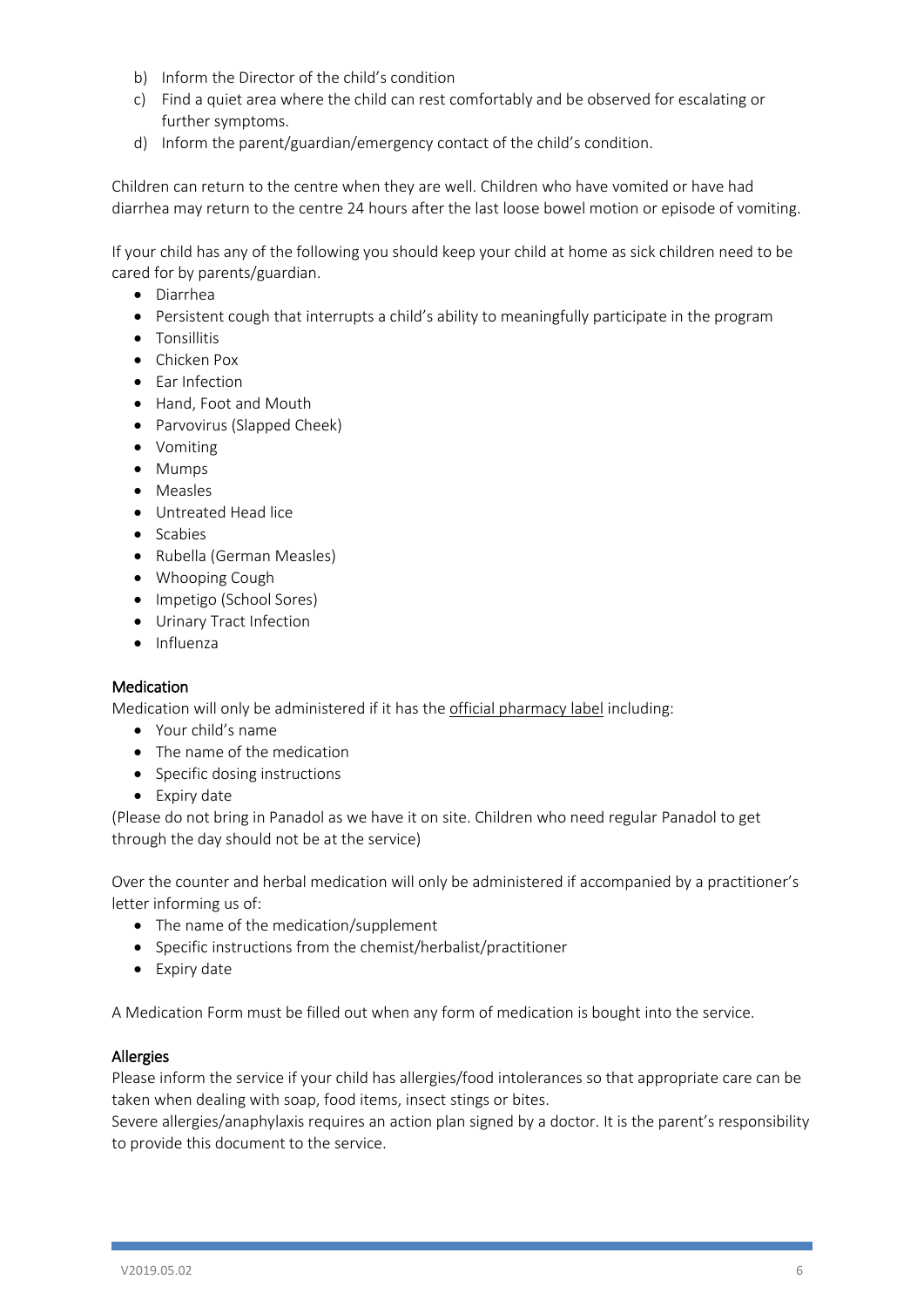b) Inform the Director of the child's condition
c) Find a quiet area where the child can rest comfortably and be observed for escalating or further symptoms.
d) Inform the parent/guardian/emergency contact of the child's condition.

Children can return to the centre when they are well. Children who have vomited or have had diarrhea may return to the centre 24 hours after the last loose bowel motion or episode of vomiting.

If your child has any of the following you should keep your child at home as sick children need to be cared for by parents/guardian.

- Diarrhea
- Persistent cough that interrupts a child's ability to meaningfully participate in the program
- Tonsillitis
- Chicken Pox
- Ear Infection
- Hand, Foot and Mouth
- Parvovirus (Slapped Cheek)
- Vomiting
- Mumps
- Measles
- Untreated Head lice
- Scabies
- Rubella (German Measles)
- Whooping Cough
- Impetigo (School Sores)
- Urinary Tract Infection
- Influenza

## Medication

Medication will only be administered if it has the <u>official pharmacy label</u> including:

- Your child's name
- The name of the medication
- Specific dosing instructions
- Expiry date

(Please do not bring in Panadol as we have it on site. Children who need regular Panadol to get through the day should not be at the service)

Over the counter and herbal medication will only be administered if accompanied by a practitioner's letter informing us of:

- The name of the medication/supplement
- Specific instructions from the chemist/herbalist/practitioner
- Expiry date

A Medication Form must be filled out when any form of medication is bought into the service.

## Allergies

Please inform the service if your child has allergies/food intolerances so that appropriate care can be taken when dealing with soap, food items, insect stings or bites.

Severe allergies/anaphylaxis requires an action plan signed by a doctor. It is the parent's responsibility to provide this document to the service.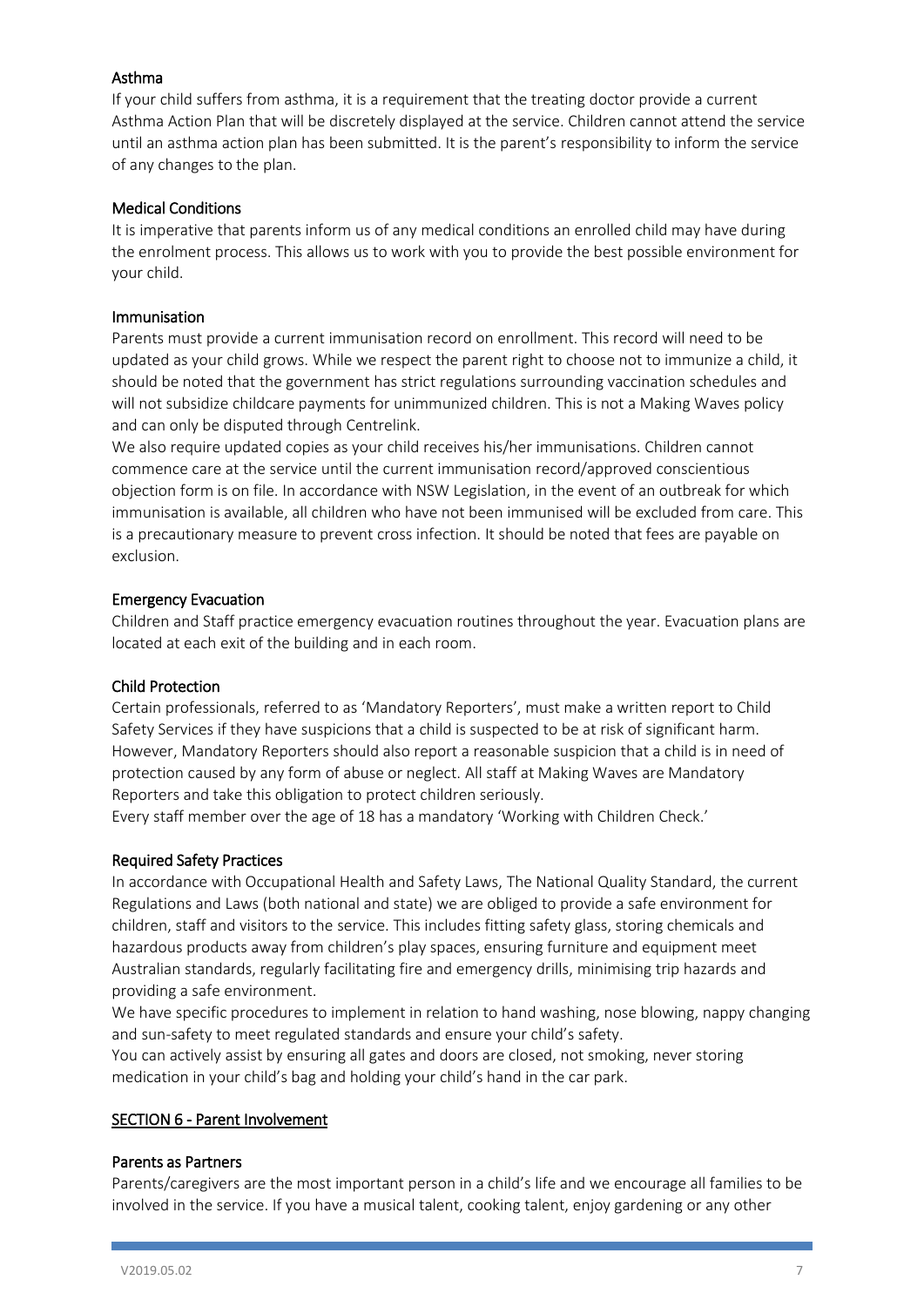### Asthma

If your child suffers from asthma, it is a requirement that the treating doctor provide a current Asthma Action Plan that will be discretely displayed at the service. Children cannot attend the service until an asthma action plan has been submitted. It is the parent's responsibility to inform the service of any changes to the plan.

### Medical Conditions

It is imperative that parents inform us of any medical conditions an enrolled child may have during the enrolment process. This allows us to work with you to provide the best possible environment for your child.

### Immunisation

Parents must provide a current immunisation record on enrollment. This record will need to be updated as your child grows. While we respect the parent right to choose not to immunize a child, it should be noted that the government has strict regulations surrounding vaccination schedules and will not subsidize childcare payments for unimmunized children. This is not a Making Waves policy and can only be disputed through Centrelink.

We also require updated copies as your child receives his/her immunisations. Children cannot commence care at the service until the current immunisation record/approved conscientious objection form is on file. In accordance with NSW Legislation, in the event of an outbreak for which immunisation is available, all children who have not been immunised will be excluded from care. This is a precautionary measure to prevent cross infection. It should be noted that fees are payable on exclusion.

### Emergency Evacuation

Children and Staff practice emergency evacuation routines throughout the year. Evacuation plans are located at each exit of the building and in each room.

### Child Protection

Certain professionals, referred to as 'Mandatory Reporters', must make a written report to Child Safety Services if they have suspicions that a child is suspected to be at risk of significant harm. However, Mandatory Reporters should also report a reasonable suspicion that a child is in need of protection caused by any form of abuse or neglect. All staff at Making Waves are Mandatory Reporters and take this obligation to protect children seriously.

Every staff member over the age of 18 has a mandatory 'Working with Children Check.'

### Required Safety Practices

In accordance with Occupational Health and Safety Laws, The National Quality Standard, the current Regulations and Laws (both national and state) we are obliged to provide a safe environment for children, staff and visitors to the service. This includes fitting safety glass, storing chemicals and hazardous products away from children's play spaces, ensuring furniture and equipment meet Australian standards, regularly facilitating fire and emergency drills, minimising trip hazards and providing a safe environment.

We have specific procedures to implement in relation to hand washing, nose blowing, nappy changing and sun-safety to meet regulated standards and ensure your child's safety.

You can actively assist by ensuring all gates and doors are closed, not smoking, never storing medication in your child's bag and holding your child's hand in the car park.

## SECTION 6 - Parent Involvement

### Parents as Partners

Parents/caregivers are the most important person in a child's life and we encourage all families to be involved in the service. If you have a musical talent, cooking talent, enjoy gardening or any other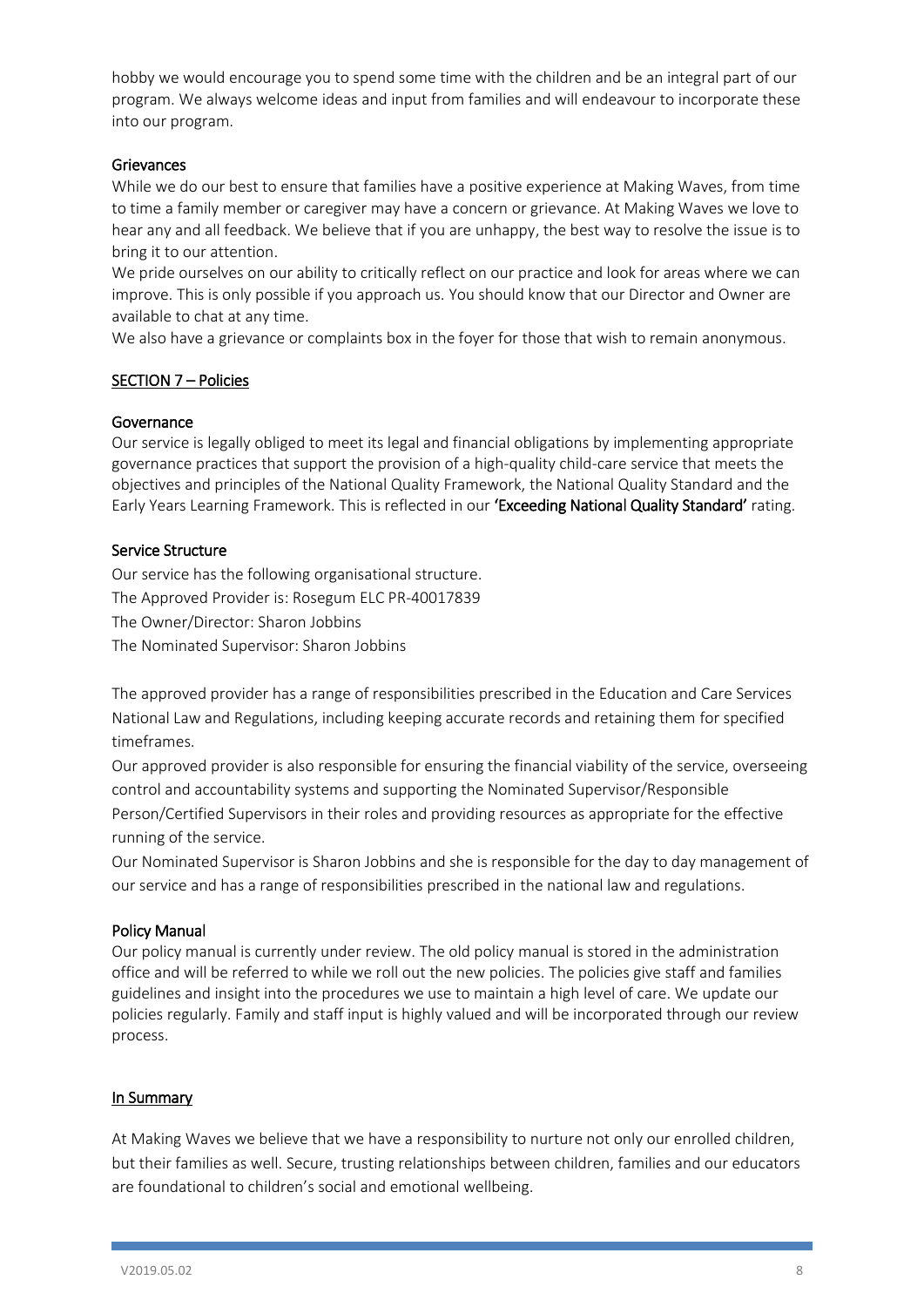hobby we would encourage you to spend some time with the children and be an integral part of our program. We always welcome ideas and input from families and will endeavour to incorporate these into our program.

### Grievances

While we do our best to ensure that families have a positive experience at Making Waves, from time to time a family member or caregiver may have a concern or grievance. At Making Waves we love to hear any and all feedback. We believe that if you are unhappy, the best way to resolve the issue is to bring it to our attention.

We pride ourselves on our ability to critically reflect on our practice and look for areas where we can improve. This is only possible if you approach us. You should know that our Director and Owner are available to chat at any time.

We also have a grievance or complaints box in the foyer for those that wish to remain anonymous.

## SECTION 7 – Policies

### Governance

Our service is legally obliged to meet its legal and financial obligations by implementing appropriate governance practices that support the provision of a high-quality child-care service that meets the objectives and principles of the National Quality Framework, the National Quality Standard and the Early Years Learning Framework. This is reflected in our **'Exceeding National Quality Standard'** rating.

### Service Structure

Our service has the following organisational structure.

The Approved Provider is: Rosegum ELC PR-40017839

The Owner/Director: Sharon Jobbins

The Nominated Supervisor: Sharon Jobbins

The approved provider has a range of responsibilities prescribed in the Education and Care Services National Law and Regulations, including keeping accurate records and retaining them for specified timeframes.

Our approved provider is also responsible for ensuring the financial viability of the service, overseeing control and accountability systems and supporting the Nominated Supervisor/Responsible Person/Certified Supervisors in their roles and providing resources as appropriate for the effective running of the service.

Our Nominated Supervisor is Sharon Jobbins and she is responsible for the day to day management of our service and has a range of responsibilities prescribed in the national law and regulations.

### Policy Manual

Our policy manual is currently under review. The old policy manual is stored in the administration office and will be referred to while we roll out the new policies. The policies give staff and families guidelines and insight into the procedures we use to maintain a high level of care. We update our policies regularly. Family and staff input is highly valued and will be incorporated through our review process.

## In Summary

At Making Waves we believe that we have a responsibility to nurture not only our enrolled children, but their families as well. Secure, trusting relationships between children, families and our educators are foundational to children's social and emotional wellbeing.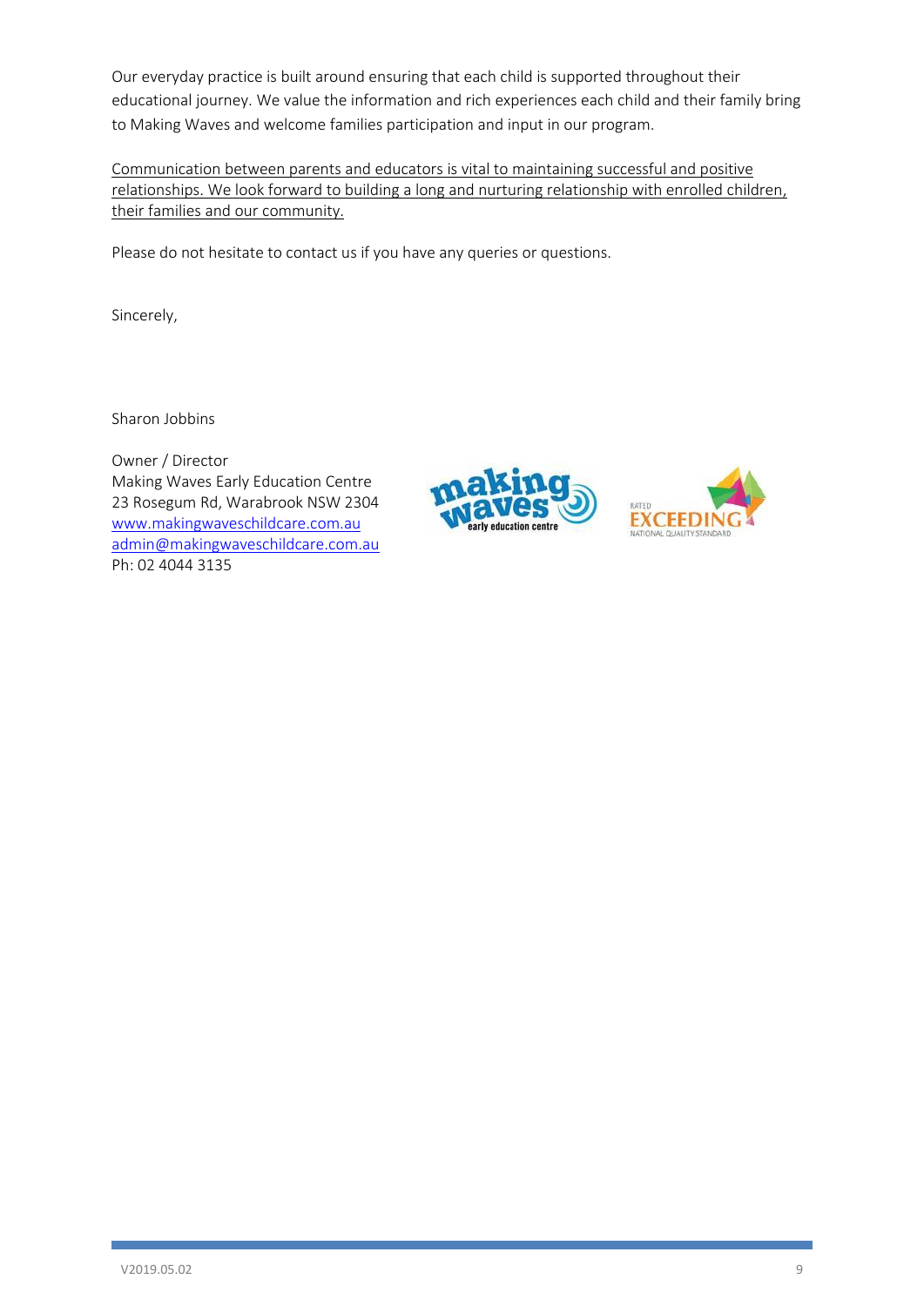Our everyday practice is built around ensuring that each child is supported throughout their educational journey. We value the information and rich experiences each child and their family bring to Making Waves and welcome families participation and input in our program.

Communication between parents and educators is vital to maintaining successful and positive relationships. We look forward to building a long and nurturing relationship with enrolled children, their families and our community.

Please do not hesitate to contact us if you have any queries or questions.

Sincerely,

Sharon Jobbins

Owner / Director
Making Waves Early Education Centre
23 Rosegum Rd, Warabrook NSW 2304
www.makingwaveschildcare.com.au
admin@makingwaveschildcare.com.au
Ph: 02 4044 3135